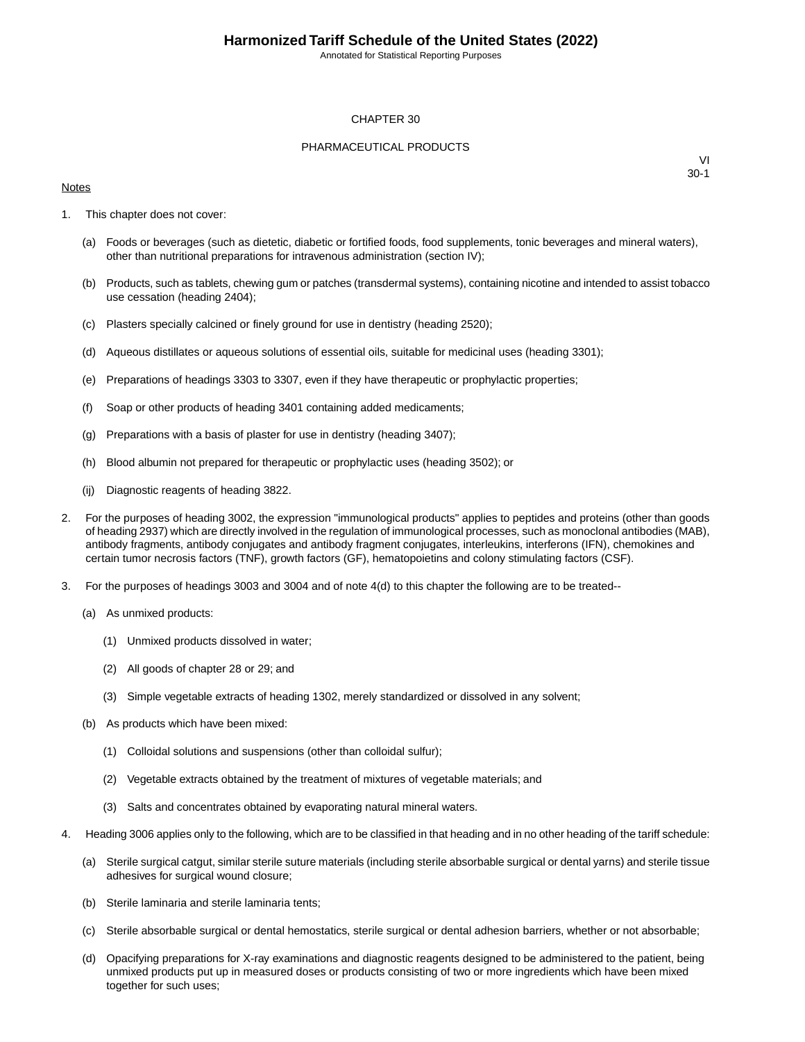# CHAPTER 30

## PHARMACEUTICAL PRODUCTS

VI
30-1

Notes

1. This chapter does not cover:

   (a) Foods or beverages (such as dietetic, diabetic or fortified foods, food supplements, tonic beverages and mineral waters), other than nutritional preparations for intravenous administration (section IV);

   (b) Products, such as tablets, chewing gum or patches (transdermal systems), containing nicotine and intended to assist tobacco use cessation (heading 2404);

   (c) Plasters specially calcined or finely ground for use in dentistry (heading 2520);

   (d) Aqueous distillates or aqueous solutions of essential oils, suitable for medicinal uses (heading 3301);

   (e) Preparations of headings 3303 to 3307, even if they have therapeutic or prophylactic properties;

   (f) Soap or other products of heading 3401 containing added medicaments;

   (g) Preparations with a basis of plaster for use in dentistry (heading 3407);

   (h) Blood albumin not prepared for therapeutic or prophylactic uses (heading 3502); or

   (ij) Diagnostic reagents of heading 3822.

2. For the purposes of heading 3002, the expression "immunological products" applies to peptides and proteins (other than goods of heading 2937) which are directly involved in the regulation of immunological processes, such as monoclonal antibodies (MAB), antibody fragments, antibody conjugates and antibody fragment conjugates, interleukins, interferons (IFN), chemokines and certain tumor necrosis factors (TNF), growth factors (GF), hematopoietins and colony stimulating factors (CSF).

3. For the purposes of headings 3003 and 3004 and of note 4(d) to this chapter the following are to be treated--

   (a) As unmixed products:

      (1) Unmixed products dissolved in water;

      (2) All goods of chapter 28 or 29; and

      (3) Simple vegetable extracts of heading 1302, merely standardized or dissolved in any solvent;

   (b) As products which have been mixed:

      (1) Colloidal solutions and suspensions (other than colloidal sulfur);

      (2) Vegetable extracts obtained by the treatment of mixtures of vegetable materials; and

      (3) Salts and concentrates obtained by evaporating natural mineral waters.

4. Heading 3006 applies only to the following, which are to be classified in that heading and in no other heading of the tariff schedule:

   (a) Sterile surgical catgut, similar sterile suture materials (including sterile absorbable surgical or dental yarns) and sterile tissue adhesives for surgical wound closure;

   (b) Sterile laminaria and sterile laminaria tents;

   (c) Sterile absorbable surgical or dental hemostatics, sterile surgical or dental adhesion barriers, whether or not absorbable;

   (d) Opacifying preparations for X-ray examinations and diagnostic reagents designed to be administered to the patient, being unmixed products put up in measured doses or products consisting of two or more ingredients which have been mixed together for such uses;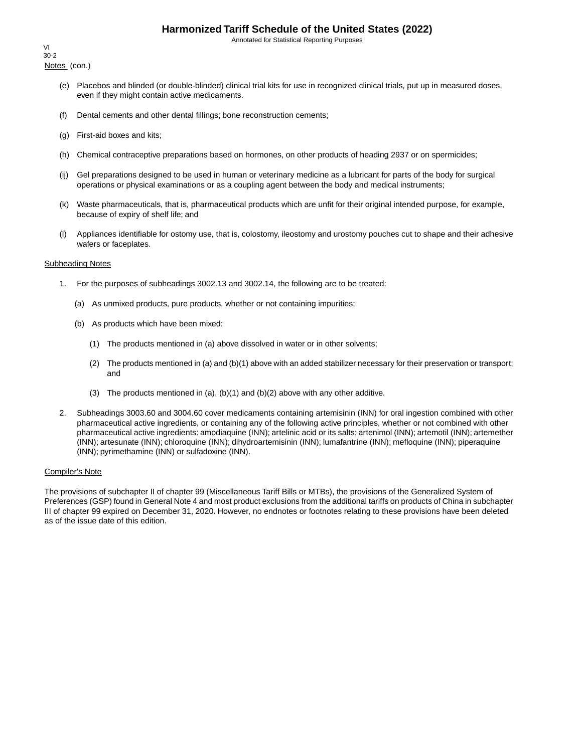Notes (con.)

(e) Placebos and blinded (or double-blinded) clinical trial kits for use in recognized clinical trials, put up in measured doses, even if they might contain active medicaments.

(f) Dental cements and other dental fillings; bone reconstruction cements;

(g) First-aid boxes and kits;

(h) Chemical contraceptive preparations based on hormones, on other products of heading 2937 or on spermicides;

(ij) Gel preparations designed to be used in human or veterinary medicine as a lubricant for parts of the body for surgical operations or physical examinations or as a coupling agent between the body and medical instruments;

(k) Waste pharmaceuticals, that is, pharmaceutical products which are unfit for their original intended purpose, for example, because of expiry of shelf life; and

(l) Appliances identifiable for ostomy use, that is, colostomy, ileostomy and urostomy pouches cut to shape and their adhesive wafers or faceplates.

Subheading Notes

1. For the purposes of subheadings 3002.13 and 3002.14, the following are to be treated:

   (a) As unmixed products, pure products, whether or not containing impurities;

   (b) As products which have been mixed:

      (1) The products mentioned in (a) above dissolved in water or in other solvents;

      (2) The products mentioned in (a) and (b)(1) above with an added stabilizer necessary for their preservation or transport; and

      (3) The products mentioned in (a), (b)(1) and (b)(2) above with any other additive.

2. Subheadings 3003.60 and 3004.60 cover medicaments containing artemisinin (INN) for oral ingestion combined with other pharmaceutical active ingredients, or containing any of the following active principles, whether or not combined with other pharmaceutical active ingredients: amodiaquine (INN); artelinic acid or its salts; artenimol (INN); artemotil (INN); artemether (INN); artesunate (INN); chloroquine (INN); dihydroartemisinin (INN); lumafantrine (INN); mefloquine (INN); piperaquine (INN); pyrimethamine (INN) or sulfadoxine (INN).

Compiler's Note

The provisions of subchapter II of chapter 99 (Miscellaneous Tariff Bills or MTBs), the provisions of the Generalized System of Preferences (GSP) found in General Note 4 and most product exclusions from the additional tariffs on products of China in subchapter III of chapter 99 expired on December 31, 2020. However, no endnotes or footnotes relating to these provisions have been deleted as of the issue date of this edition.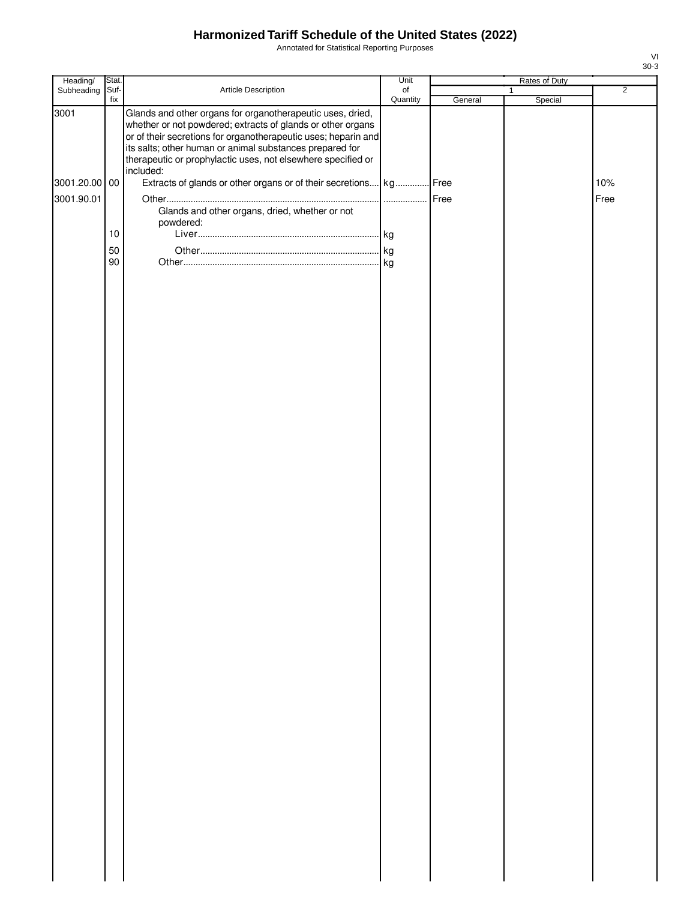# Harmonized Tariff Schedule of the United States (2022)

Annotated for Statistical Reporting Purposes

| Heading/ Subheading | Stat. Suf-fix | Article Description | Unit of Quantity | Rates of Duty 1 General | Rates of Duty 1 Special | Rates of Duty 2 |
|---|---|---|---|---|---|---|
| 3001 | | Glands and other organs for organotherapeutic uses, dried, whether or not powdered; extracts of glands or other organs or of their secretions for organotherapeutic uses; heparin and its salts; other human or animal substances prepared for therapeutic or prophylactic uses, not elsewhere specified or included: | | | | |
| 3001.20.00 | 00 | Extracts of glands or other organs or of their secretions | kg | Free | | 10% |
| 3001.90.01 | | Other | | Free | | Free |
| | | Glands and other organs, dried, whether or not powdered: | | | | |
| | 10 | Liver | kg | | | |
| | 50 | Other | kg | | | |
| | 90 | Other | kg | | | |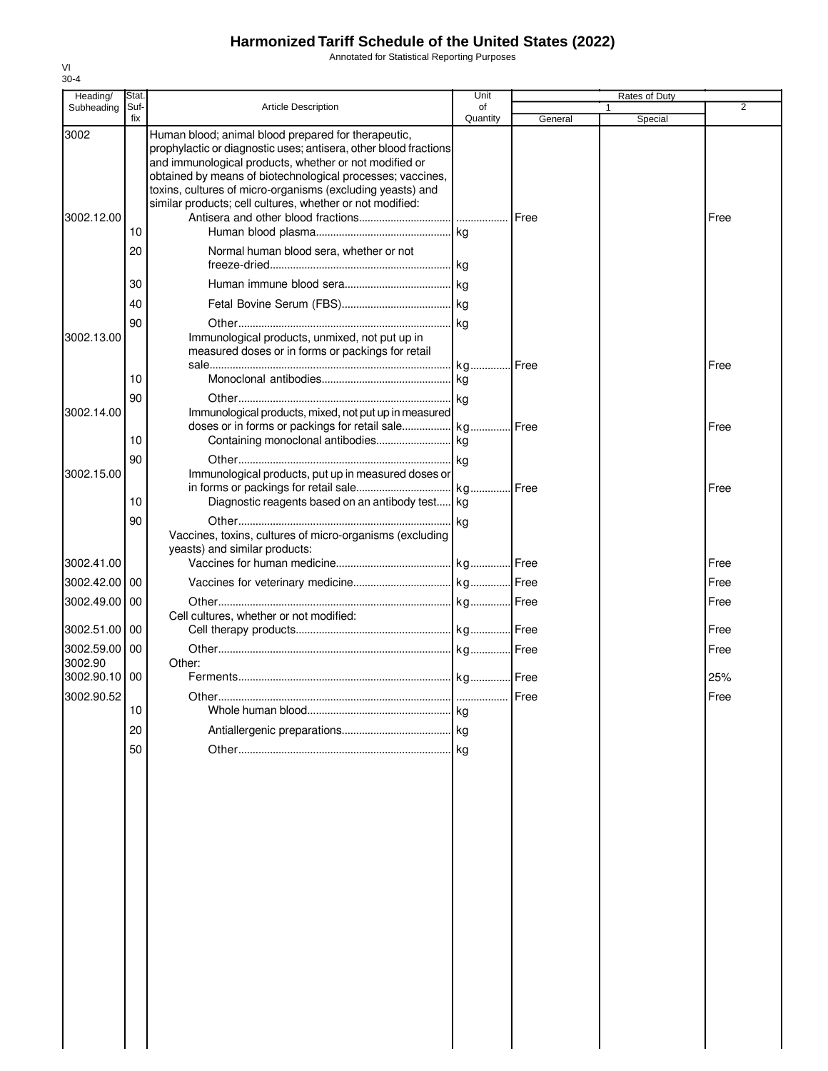# Harmonized Tariff Schedule of the United States (2022)

Annotated for Statistical Reporting Purposes

VI
30-4

| Heading/ Subheading | Stat. Suf- fix | Article Description | Unit of Quantity | Rates of Duty 1 General | Special | 2 |
|---|---|---|---|---|---|---|
| 3002 | | Human blood; animal blood prepared for therapeutic, prophylactic or diagnostic uses; antisera, other blood fractions and immunological products, whether or not modified or obtained by means of biotechnological processes; vaccines, toxins, cultures of micro-organisms (excluding yeasts) and similar products; cell cultures, whether or not modified: | | | | |
| 3002.12.00 | | Antisera and other blood fractions | | Free | | Free |
| | 10 | Human blood plasma | kg | | | |
| | 20 | Normal human blood sera, whether or not freeze-dried | kg | | | |
| | 30 | Human immune blood sera | kg | | | |
| | 40 | Fetal Bovine Serum (FBS) | kg | | | |
| | 90 | Other | kg | | | |
| 3002.13.00 | | Immunological products, unmixed, not put up in measured doses or in forms or packings for retail sale | kg | Free | | Free |
| | 10 | Monoclonal antibodies | kg | | | |
| | 90 | Other | kg | | | |
| 3002.14.00 | | Immunological products, mixed, not put up in measured doses or in forms or packings for retail sale | kg | Free | | Free |
| | 10 | Containing monoclonal antibodies | kg | | | |
| | 90 | Other | kg | | | |
| 3002.15.00 | | Immunological products, put up in measured doses or in forms or packings for retail sale | kg | Free | | Free |
| | 10 | Diagnostic reagents based on an antibody test | kg | | | |
| | 90 | Other | kg | | | |
| | | Vaccines, toxins, cultures of micro-organisms (excluding yeasts) and similar products: | | | | |
| 3002.41.00 | | Vaccines for human medicine | kg | Free | | Free |
| 3002.42.00 | 00 | Vaccines for veterinary medicine | kg | Free | | Free |
| 3002.49.00 | 00 | Other | kg | Free | | Free |
| | | Cell cultures, whether or not modified: | | | | |
| 3002.51.00 | 00 | Cell therapy products | kg | Free | | Free |
| 3002.59.00 | 00 | Other | kg | Free | | Free |
| 3002.90 | | Other: | | | | |
| 3002.90.10 | 00 | Ferments | kg | Free | | 25% |
| 3002.90.52 | | Other | | Free | | Free |
| | 10 | Whole human blood | kg | | | |
| | 20 | Antiallergenic preparations | kg | | | |
| | 50 | Other | kg | | | |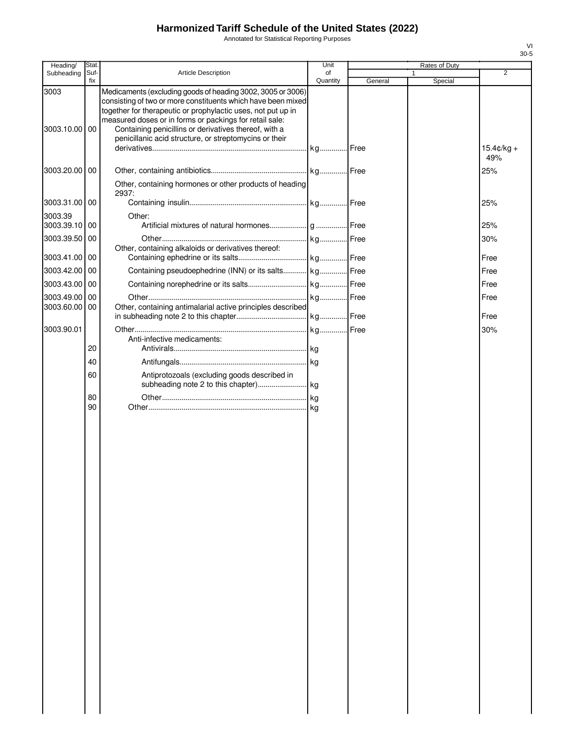# Harmonized Tariff Schedule of the United States (2022)

Annotated for Statistical Reporting Purposes

| Heading/ Subheading | Stat. Suf-fix | Article Description | Unit of Quantity | Rates of Duty 1 General | Rates of Duty 1 Special | Rates of Duty 2 |
|---|---|---|---|---|---|---|
| 3003 | | Medicaments (excluding goods of heading 3002, 3005 or 3006) consisting of two or more constituents which have been mixed together for therapeutic or prophylactic uses, not put up in measured doses or in forms or packings for retail sale: | | | | |
| 3003.10.00 | 00 | Containing penicillins or derivatives thereof, with a penicillanic acid structure, or streptomycins or their derivatives | kg | Free | | 15.4¢/kg + 49% |
| 3003.20.00 | 00 | Other, containing antibiotics | kg | Free | | 25% |
| | | Other, containing hormones or other products of heading 2937: | | | | |
| 3003.31.00 | 00 | Containing insulin | kg | Free | | 25% |
| 3003.39 | | Other: | | | | |
| 3003.39.10 | 00 | Artificial mixtures of natural hormones | g | Free | | 25% |
| 3003.39.50 | 00 | Other | kg | Free | | 30% |
| | | Other, containing alkaloids or derivatives thereof: | | | | |
| 3003.41.00 | 00 | Containing ephedrine or its salts | kg | Free | | Free |
| 3003.42.00 | 00 | Containing pseudoephedrine (INN) or its salts | kg | Free | | Free |
| 3003.43.00 | 00 | Containing norephedrine or its salts | kg | Free | | Free |
| 3003.49.00 | 00 | Other | kg | Free | | Free |
| 3003.60.00 | 00 | Other, containing antimalarial active principles described in subheading note 2 to this chapter | kg | Free | | Free |
| 3003.90.01 | | Other | kg | Free | | 30% |
| | | Anti-infective medicaments: | | | | |
| | 20 | Antivirals | kg | | | |
| | 40 | Antifungals | kg | | | |
| | 60 | Antiprotozoals (excluding goods described in subheading note 2 to this chapter) | kg | | | |
| | 80 | Other | kg | | | |
| | 90 | Other | kg | | | |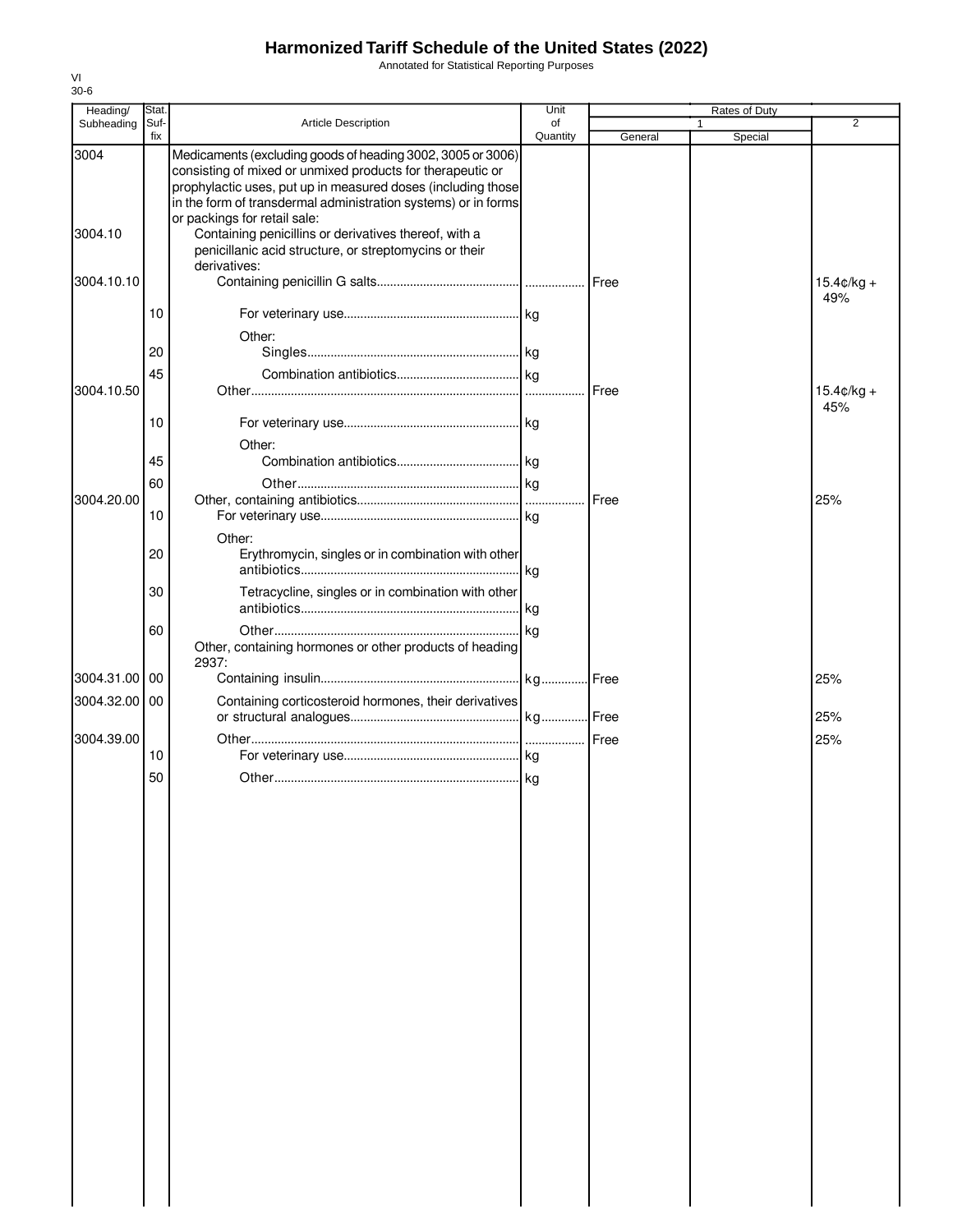# Harmonized Tariff Schedule of the United States (2022)

Annotated for Statistical Reporting Purposes

VI
30-6

| Heading/ Subheading | Stat. Suf- fix | Article Description | Unit of Quantity | Rates of Duty 1 General | Special | 2 |
|---|---|---|---|---|---|---|
| 3004 | | Medicaments (excluding goods of heading 3002, 3005 or 3006) consisting of mixed or unmixed products for therapeutic or prophylactic uses, put up in measured doses (including those in the form of transdermal administration systems) or in forms or packings for retail sale: | | | | |
| 3004.10 | | Containing penicillins or derivatives thereof, with a penicillanic acid structure, or streptomycins or their derivatives: | | | | |
| 3004.10.10 | | Containing penicillin G salts | | Free | | 15.4¢/kg + 49% |
| | 10 | For veterinary use | kg | | | |
| | | Other: | | | | |
| | 20 | Singles | kg | | | |
| | 45 | Combination antibiotics | kg | | | |
| 3004.10.50 | | Other | | Free | | 15.4¢/kg + 45% |
| | 10 | For veterinary use | kg | | | |
| | | Other: | | | | |
| | 45 | Combination antibiotics | kg | | | |
| | 60 | Other | kg | | | |
| 3004.20.00 | | Other, containing antibiotics | | Free | | 25% |
| | 10 | For veterinary use | kg | | | |
| | | Other: | | | | |
| | 20 | Erythromycin, singles or in combination with other antibiotics | kg | | | |
| | 30 | Tetracycline, singles or in combination with other antibiotics | kg | | | |
| | 60 | Other | kg | | | |
| | | Other, containing hormones or other products of heading 2937: | | | | |
| 3004.31.00 | 00 | Containing insulin | kg | Free | | 25% |
| 3004.32.00 | 00 | Containing corticosteroid hormones, their derivatives or structural analogues | kg | Free | | 25% |
| 3004.39.00 | | Other | | Free | | 25% |
| | 10 | For veterinary use | kg | | | |
| | 50 | Other | kg | | | |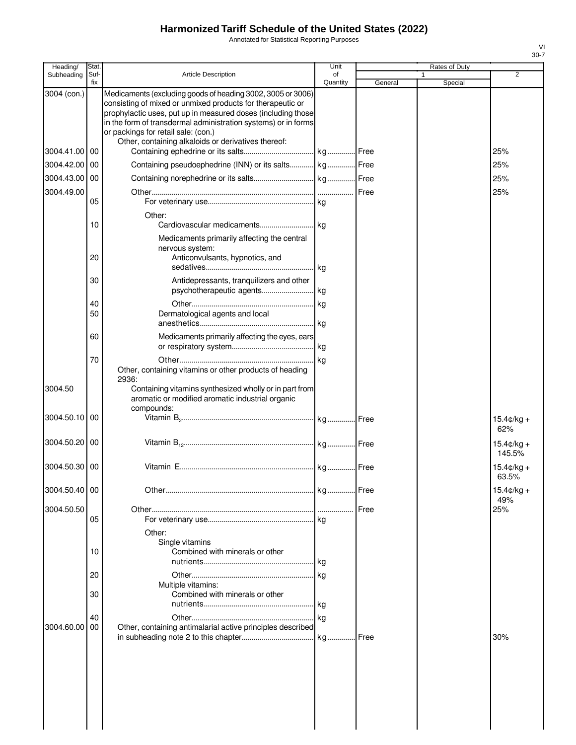# Harmonized Tariff Schedule of the United States (2022)

Annotated for Statistical Reporting Purposes

VI
30-7

| Heading/ Subheading | Stat. Suf- fix | Article Description | Unit of Quantity | Rates of Duty 1 General | Special | 2 |
|---|---|---|---|---|---|---|
| 3004 (con.) | | Medicaments (excluding goods of heading 3002, 3005 or 3006) consisting of mixed or unmixed products for therapeutic or prophylactic uses, put up in measured doses (including those in the form of transdermal administration systems) or in forms or packings for retail sale: (con.) | | | | |
| | | Other, containing alkaloids or derivatives thereof: | | | | |
| 3004.41.00 | 00 | Containing ephedrine or its salts | kg | Free | | 25% |
| 3004.42.00 | 00 | Containing pseudoephedrine (INN) or its salts | kg | Free | | 25% |
| 3004.43.00 | 00 | Containing norephedrine or its salts | kg | Free | | 25% |
| 3004.49.00 | | Other | | Free | | 25% |
| | 05 | For veterinary use | kg | | | |
| | | Other: | | | | |
| | 10 | Cardiovascular medicaments | kg | | | |
| | | Medicaments primarily affecting the central nervous system: | | | | |
| | 20 | Anticonvulsants, hypnotics, and sedatives | kg | | | |
| | 30 | Antidepressants, tranquilizers and other psychotherapeutic agents | kg | | | |
| | 40 | Other | kg | | | |
| | 50 | Dermatological agents and local anesthetics | kg | | | |
| | 60 | Medicaments primarily affecting the eyes, ears or respiratory system | kg | | | |
| | 70 | Other | kg | | | |
| | | Other, containing vitamins or other products of heading 2936: | | | | |
| 3004.50 | | Containing vitamins synthesized wholly or in part from aromatic or modified aromatic industrial organic compounds: | | | | |
| 3004.50.10 | 00 | Vitamin $B_2$ | kg | Free | | 15.4¢/kg + 62% |
| 3004.50.20 | 00 | Vitamin $B_{12}$ | kg | Free | | 15.4¢/kg + 145.5% |
| 3004.50.30 | 00 | Vitamin E | kg | Free | | 15.4¢/kg + 63.5% |
| 3004.50.40 | 00 | Other | kg | Free | | 15.4¢/kg + 49% |
| 3004.50.50 | | Other | | Free | | 25% |
| | 05 | For veterinary use | kg | | | |
| | | Other: | | | | |
| | | Single vitamins | | | | |
| | 10 | Combined with minerals or other nutrients | kg | | | |
| | 20 | Other | kg | | | |
| | | Multiple vitamins: | | | | |
| | 30 | Combined with minerals or other nutrients | kg | | | |
| | 40 | Other | kg | | | |
| 3004.60.00 | 00 | Other, containing antimalarial active principles described in subheading note 2 to this chapter | kg | Free | | 30% |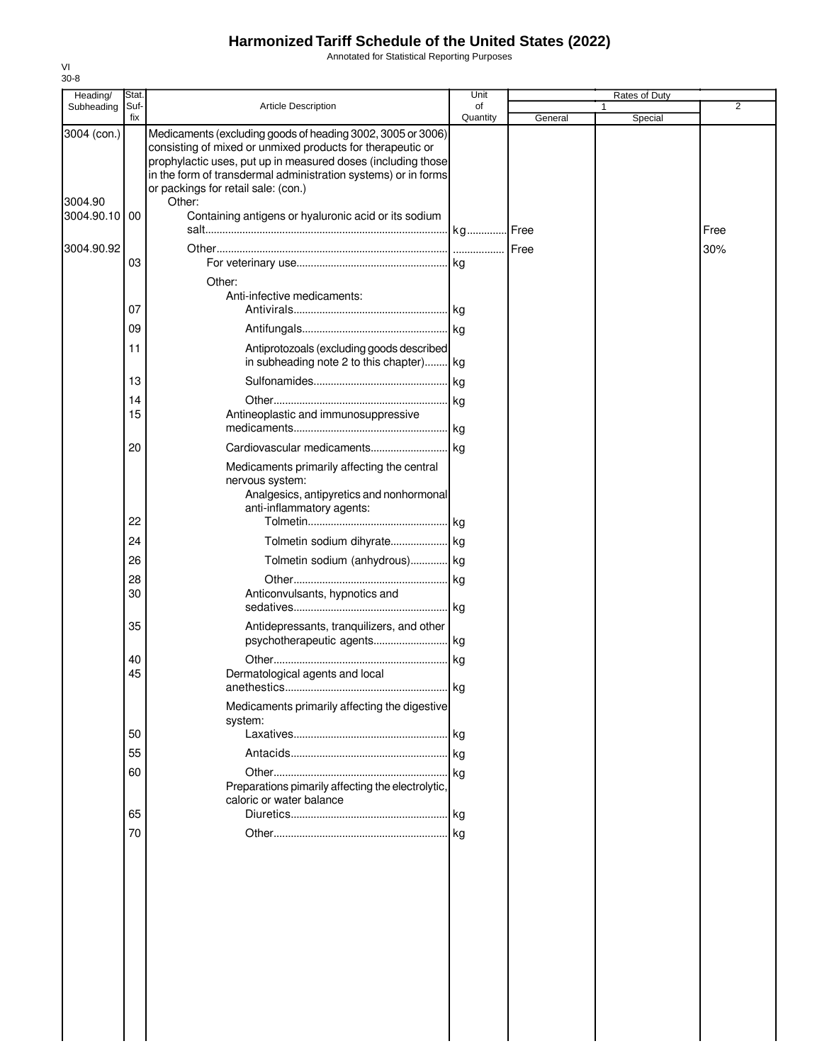# Harmonized Tariff Schedule of the United States (2022)

Annotated for Statistical Reporting Purposes

VI
30-8

| Heading/ Subheading | Stat. Suf- fix | Article Description | Unit of Quantity | Rates of Duty 1 General | Special | 2 |
|---|---|---|---|---|---|---|
| 3004 (con.) | | Medicaments (excluding goods of heading 3002, 3005 or 3006) consisting of mixed or unmixed products for therapeutic or prophylactic uses, put up in measured doses (including those in the form of transdermal administration systems) or in forms or packings for retail sale: (con.) | | | | |
| 3004.90 | | Other: | | | | |
| 3004.90.10 | 00 | Containing antigens or hyaluronic acid or its sodium salt | kg | Free | | Free |
| 3004.90.92 | | Other | | Free | | 30% |
| | 03 | For veterinary use | kg | | | |
| | | Other: | | | | |
| | | Anti-infective medicaments: | | | | |
| | 07 | Antivirals | kg | | | |
| | 09 | Antifungals | kg | | | |
| | 11 | Antiprotozoals (excluding goods described in subheading note 2 to this chapter) | kg | | | |
| | 13 | Sulfonamides | kg | | | |
| | 14 | Other | kg | | | |
| | 15 | Antineoplastic and immunosuppressive medicaments | kg | | | |
| | 20 | Cardiovascular medicaments | kg | | | |
| | | Medicaments primarily affecting the central nervous system: | | | | |
| | | Analgesics, antipyretics and nonhormonal anti-inflammatory agents: | | | | |
| | 22 | Tolmetin | kg | | | |
| | 24 | Tolmetin sodium dihyrate | kg | | | |
| | 26 | Tolmetin sodium (anhydrous) | kg | | | |
| | 28 | Other | kg | | | |
| | 30 | Anticonvulsants, hypnotics and sedatives | kg | | | |
| | 35 | Antidepressants, tranquilizers, and other psychotherapeutic agents | kg | | | |
| | 40 | Other | kg | | | |
| | 45 | Dermatological agents and local anethestics | kg | | | |
| | | Medicaments primarily affecting the digestive system: | | | | |
| | 50 | Laxatives | kg | | | |
| | 55 | Antacids | kg | | | |
| | 60 | Other | kg | | | |
| | | Preparations pimarily affecting the electrolytic, caloric or water balance | | | | |
| | 65 | Diuretics | kg | | | |
| | 70 | Other | kg | | | |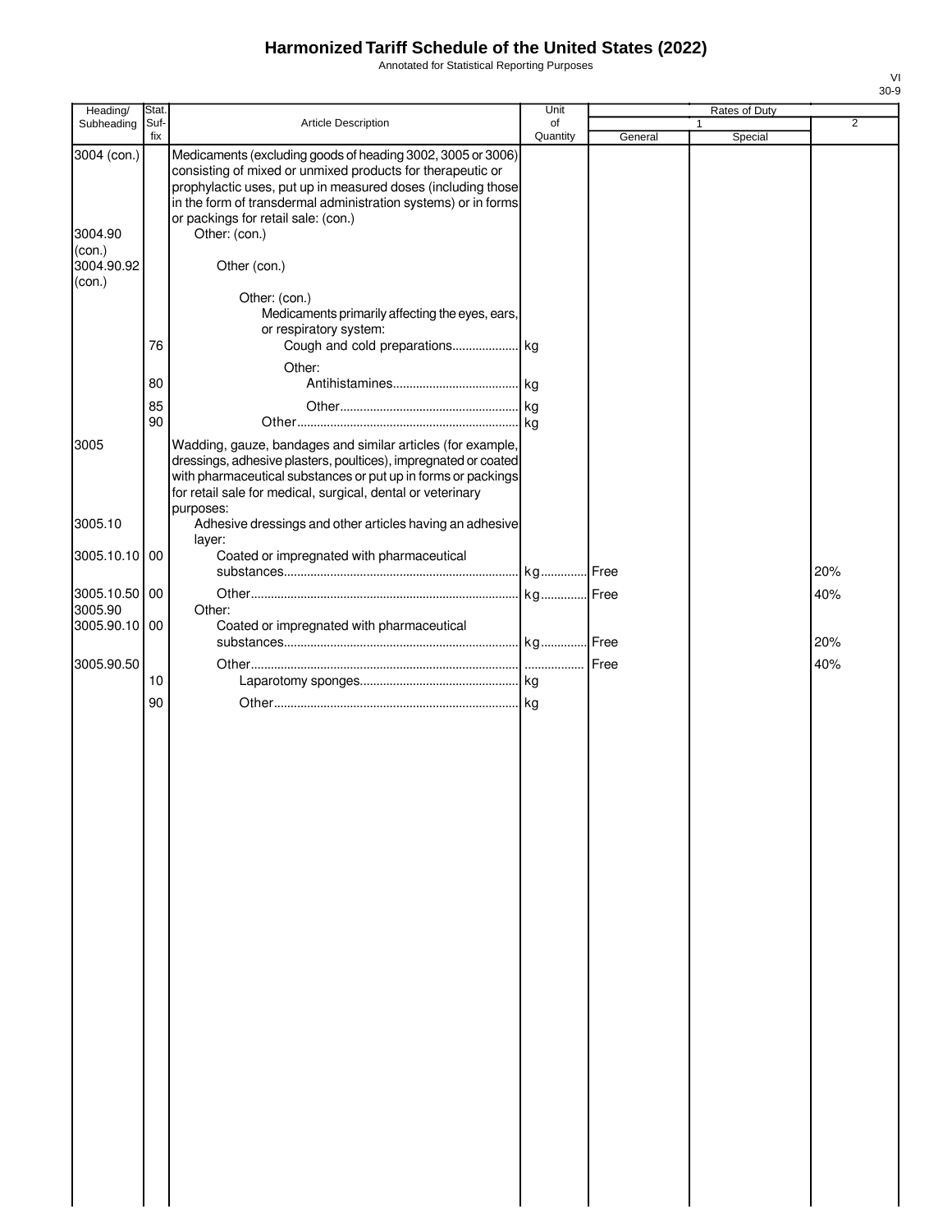# Harmonized Tariff Schedule of the United States (2022)

Annotated for Statistical Reporting Purposes

| Heading/ Subheading | Stat. Suf- fix | Article Description | Unit of Quantity | Rates of Duty 1 General | Special | 2 |
|---|---|---|---|---|---|---|
| 3004 (con.) | | Medicaments (excluding goods of heading 3002, 3005 or 3006) consisting of mixed or unmixed products for therapeutic or prophylactic uses, put up in measured doses (including those in the form of transdermal administration systems) or in forms or packings for retail sale: (con.) | | | | |
| 3004.90 (con.) | | Other: (con.) | | | | |
| 3004.90.92 (con.) | | Other (con.) | | | | |
| | | Other: (con.) | | | | |
| | | Medicaments primarily affecting the eyes, ears, or respiratory system: | | | | |
| | 76 | Cough and cold preparations | kg | | | |
| | | Other: | | | | |
| | 80 | Antihistamines | kg | | | |
| | 85 | Other | kg | | | |
| | 90 | Other | kg | | | |
| 3005 | | Wadding, gauze, bandages and similar articles (for example, dressings, adhesive plasters, poultices), impregnated or coated with pharmaceutical substances or put up in forms or packings for retail sale for medical, surgical, dental or veterinary purposes: | | | | |
| 3005.10 | | Adhesive dressings and other articles having an adhesive layer: | | | | |
| 3005.10.10 | 00 | Coated or impregnated with pharmaceutical substances | kg | Free | | 20% |
| 3005.10.50 | 00 | Other | kg | Free | | 40% |
| 3005.90 | | Other: | | | | |
| 3005.90.10 | 00 | Coated or impregnated with pharmaceutical substances | kg | Free | | 20% |
| 3005.90.50 | | Other | | Free | | 40% |
| | 10 | Laparotomy sponges | kg | | | |
| | 90 | Other | kg | | | |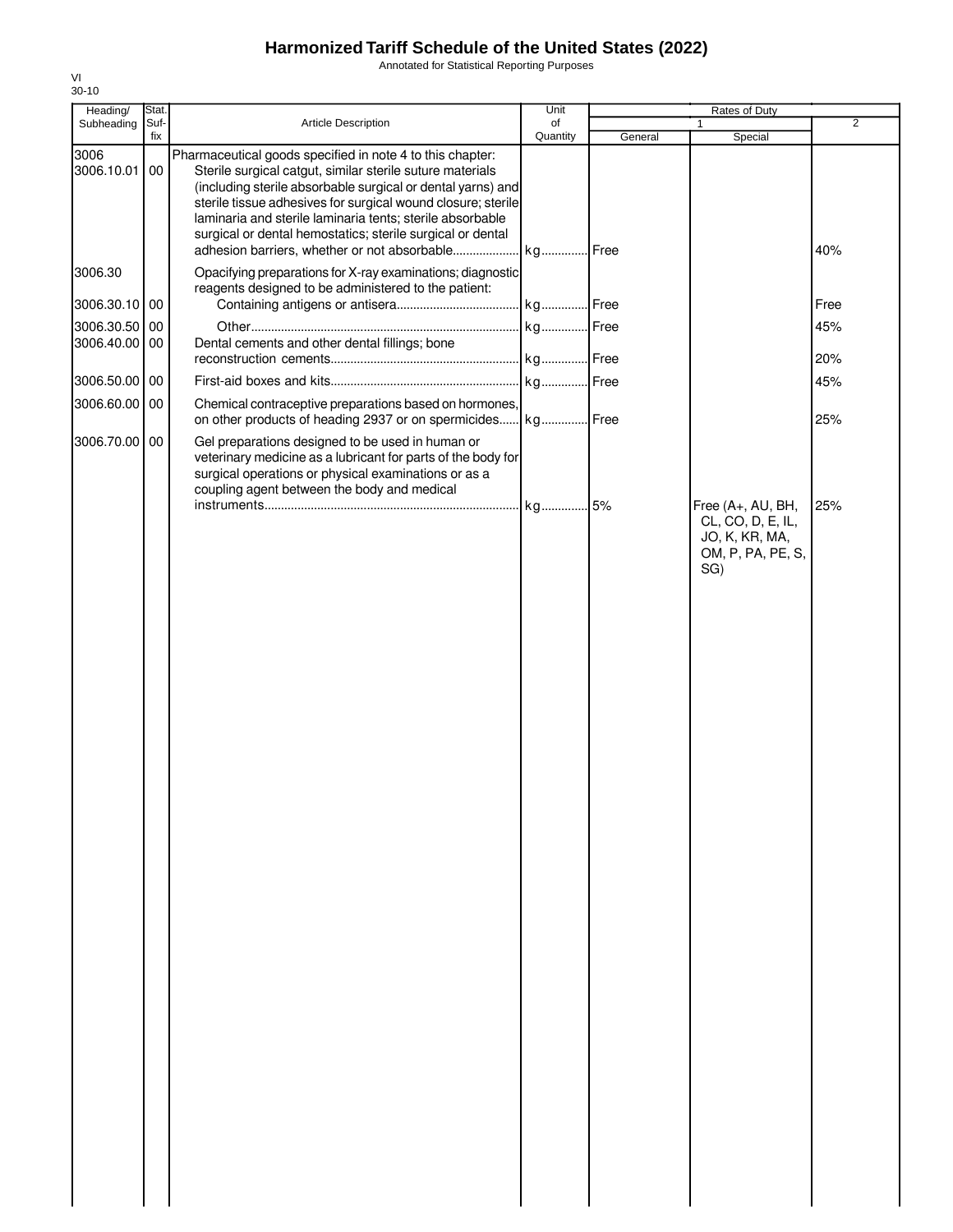# Harmonized Tariff Schedule of the United States (2022)

Annotated for Statistical Reporting Purposes

VI
30-10

| Heading/ Subheading | Stat. Suf-fix | Article Description | Unit of Quantity | Rates of Duty 1 General | Special | 2 |
|---|---|---|---|---|---|---|
| 3006 | | Pharmaceutical goods specified in note 4 to this chapter: | | | | |
| 3006.10.01 | 00 | Sterile surgical catgut, similar sterile suture materials (including sterile absorbable surgical or dental yarns) and sterile tissue adhesives for surgical wound closure; sterile laminaria and sterile laminaria tents; sterile absorbable surgical or dental hemostatics; sterile surgical or dental adhesion barriers, whether or not absorbable | kg | Free | | 40% |
| 3006.30 | | Opacifying preparations for X-ray examinations; diagnostic reagents designed to be administered to the patient: | | | | |
| 3006.30.10 | 00 | Containing antigens or antisera | kg | Free | | Free |
| 3006.30.50 | 00 | Other | kg | Free | | 45% |
| 3006.40.00 | 00 | Dental cements and other dental fillings; bone reconstruction cements | kg | Free | | 20% |
| 3006.50.00 | 00 | First-aid boxes and kits | kg | Free | | 45% |
| 3006.60.00 | 00 | Chemical contraceptive preparations based on hormones, on other products of heading 2937 or on spermicides | kg | Free | | 25% |
| 3006.70.00 | 00 | Gel preparations designed to be used in human or veterinary medicine as a lubricant for parts of the body for surgical operations or physical examinations or as a coupling agent between the body and medical instruments | kg | 5% | Free (A+, AU, BH, CL, CO, D, E, IL, JO, K, KR, MA, OM, P, PA, PE, S, SG) | 25% |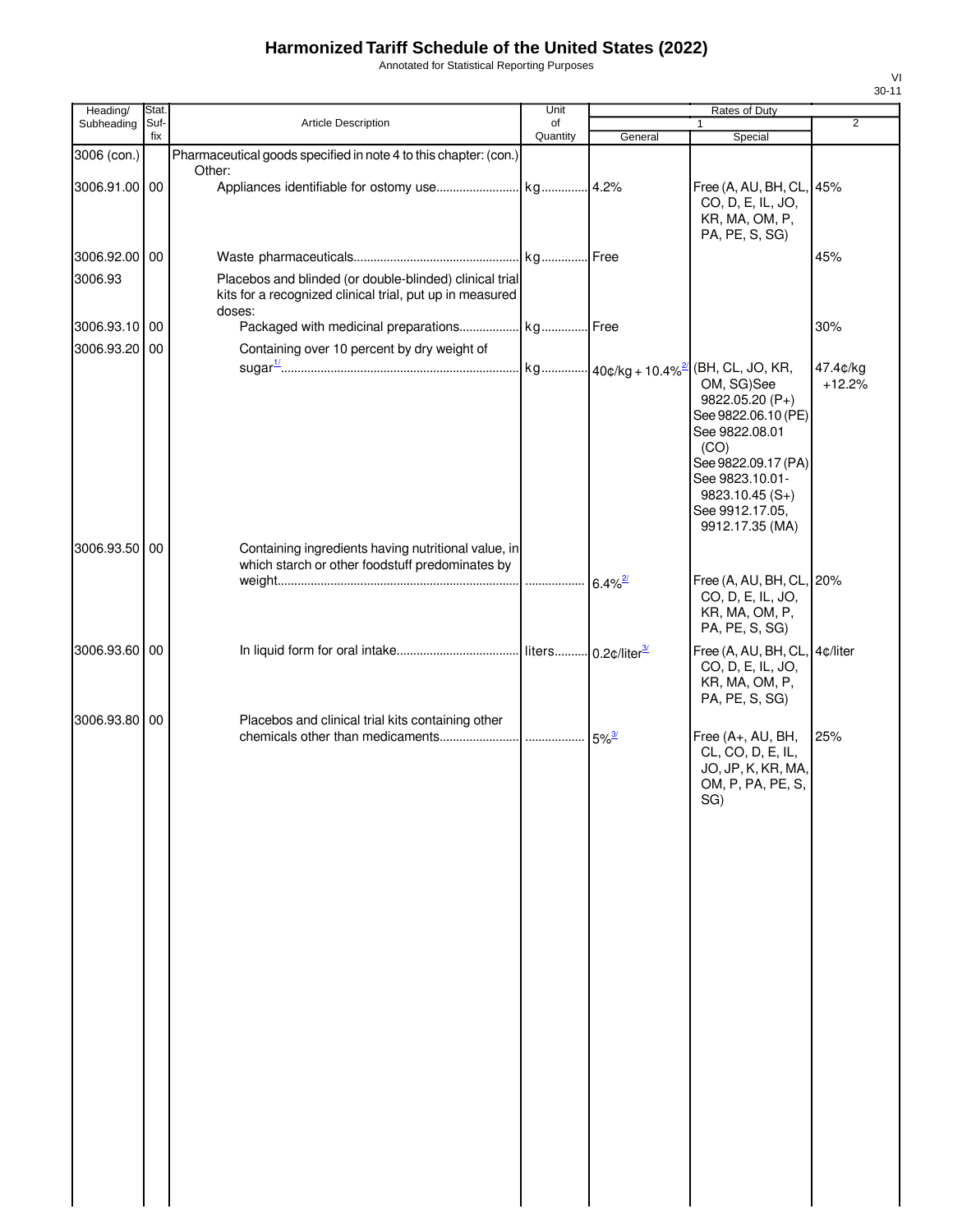# Harmonized Tariff Schedule of the United States (2022)

Annotated for Statistical Reporting Purposes

VI
30-11

| Heading/ Subheading | Stat. Suf-fix | Article Description | Unit of Quantity | Rates of Duty 1 General | Rates of Duty 1 Special | Rates of Duty 2 |
|---|---|---|---|---|---|---|
| 3006 (con.) | | Pharmaceutical goods specified in note 4 to this chapter: (con.) | | | | |
| | | Other: | | | | |
| 3006.91.00 | 00 | Appliances identifiable for ostomy use | kg | 4.2% | Free (A, AU, BH, CL, CO, D, E, IL, JO, KR, MA, OM, P, PA, PE, S, SG) | 45% |
| 3006.92.00 | 00 | Waste pharmaceuticals | kg | Free | | 45% |
| 3006.93 | | Placebos and blinded (or double-blinded) clinical trial kits for a recognized clinical trial, put up in measured doses: | | | | |
| 3006.93.10 | 00 | Packaged with medicinal preparations | kg | Free | | 30% |
| 3006.93.20 | 00 | Containing over 10 percent by dry weight of sugar[1/] | kg | 40¢/kg + 10.4%[2/] | (BH, CL, JO, KR, OM, SG)See 9822.05.20 (P+) See 9822.06.10 (PE) See 9822.08.01 (CO) See 9822.09.17 (PA) See 9823.10.01-9823.10.45 (S+) See 9912.17.05, 9912.17.35 (MA) | 47.4¢/kg +12.2% |
| 3006.93.50 | 00 | Containing ingredients having nutritional value, in which starch or other foodstuff predominates by weight | | 6.4%[2/] | Free (A, AU, BH, CL, CO, D, E, IL, JO, KR, MA, OM, P, PA, PE, S, SG) | 20% |
| 3006.93.60 | 00 | In liquid form for oral intake | liters | 0.2¢/liter[3/] | Free (A, AU, BH, CL, CO, D, E, IL, JO, KR, MA, OM, P, PA, PE, S, SG) | 4¢/liter |
| 3006.93.80 | 00 | Placebos and clinical trial kits containing other chemicals other than medicaments | | 5%[3/] | Free (A+, AU, BH, CL, CO, D, E, IL, JO, JP, K, KR, MA, OM, P, PA, PE, S, SG) | 25% |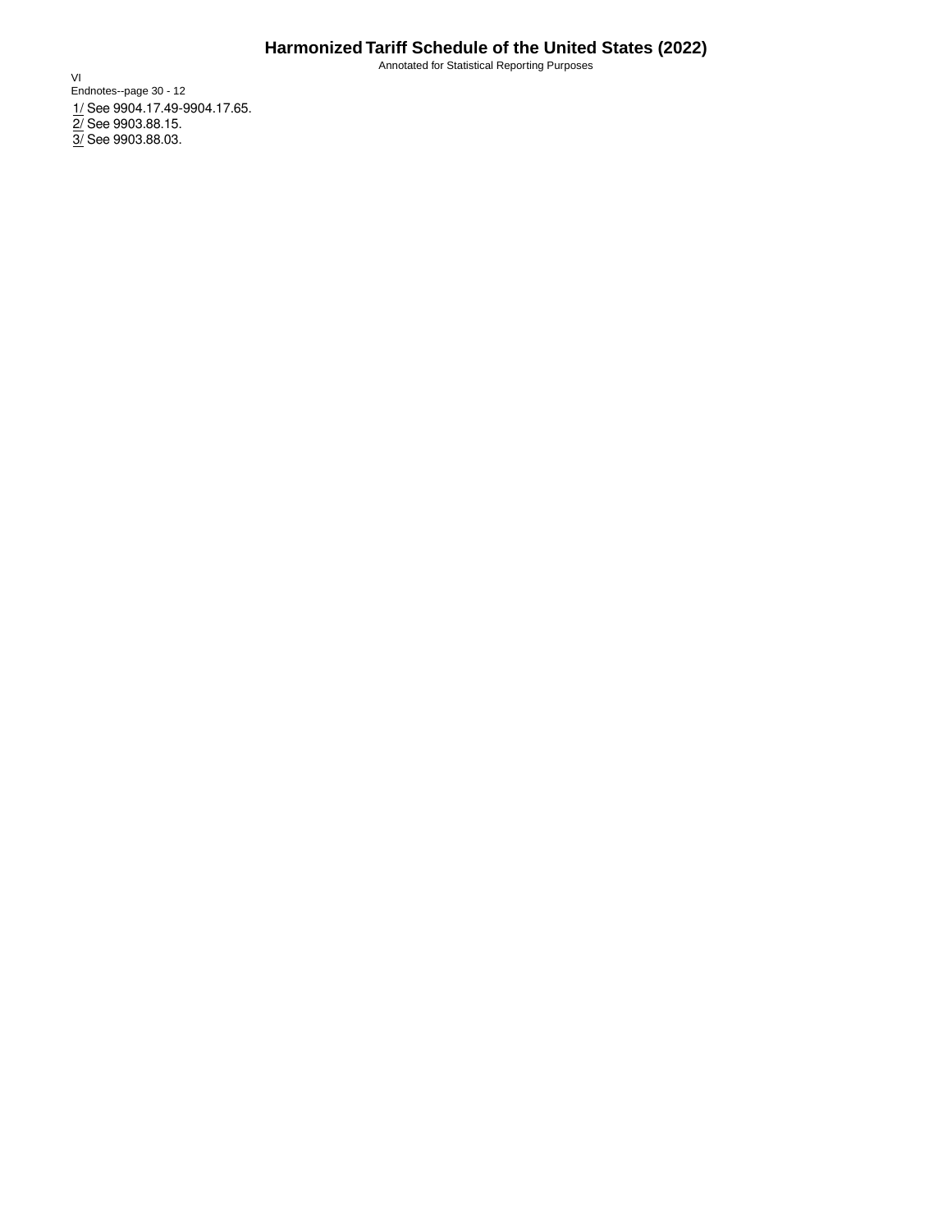VI
Endnotes--page 30 - 12

1/ See 9904.17.49-9904.17.65.
2/ See 9903.88.15.
3/ See 9903.88.03.